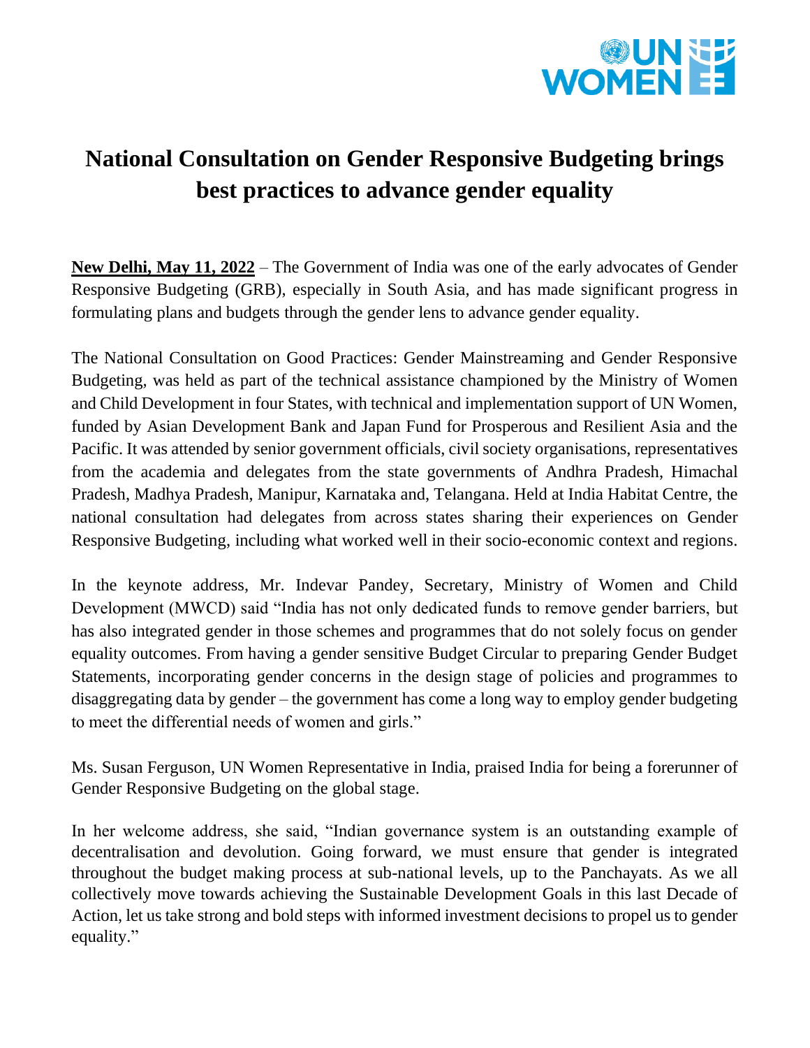# National Consultation on Gender Responsive Budgeting brings best practices to advance gender equality

**New Delhi, May 11, 2022** – The Government of India was one of the early advocates of Gender Responsive Budgeting (GRB), especially in South Asia, and has made significant progress in formulating plans and budgets through the gender lens to advance gender equality.

The National Consultation on Good Practices: Gender Mainstreaming and Gender Responsive Budgeting, was held as part of the technical assistance championed by the Ministry of Women and Child Development in four States, with technical and implementation support of UN Women, funded by Asian Development Bank and Japan Fund for Prosperous and Resilient Asia and the Pacific. It was attended by senior government officials, civil society organisations, representatives from the academia and delegates from the state governments of Andhra Pradesh, Himachal Pradesh, Madhya Pradesh, Manipur, Karnataka and, Telangana. Held at India Habitat Centre, the national consultation had delegates from across states sharing their experiences on Gender Responsive Budgeting, including what worked well in their socio-economic context and regions.

In the keynote address, Mr. Indevar Pandey, Secretary, Ministry of Women and Child Development (MWCD) said "India has not only dedicated funds to remove gender barriers, but has also integrated gender in those schemes and programmes that do not solely focus on gender equality outcomes. From having a gender sensitive Budget Circular to preparing Gender Budget Statements, incorporating gender concerns in the design stage of policies and programmes to disaggregating data by gender – the government has come a long way to employ gender budgeting to meet the differential needs of women and girls."

Ms. Susan Ferguson, UN Women Representative in India, praised India for being a forerunner of Gender Responsive Budgeting on the global stage.

In her welcome address, she said, "Indian governance system is an outstanding example of decentralisation and devolution. Going forward, we must ensure that gender is integrated throughout the budget making process at sub-national levels, up to the Panchayats. As we all collectively move towards achieving the Sustainable Development Goals in this last Decade of Action, let us take strong and bold steps with informed investment decisions to propel us to gender equality."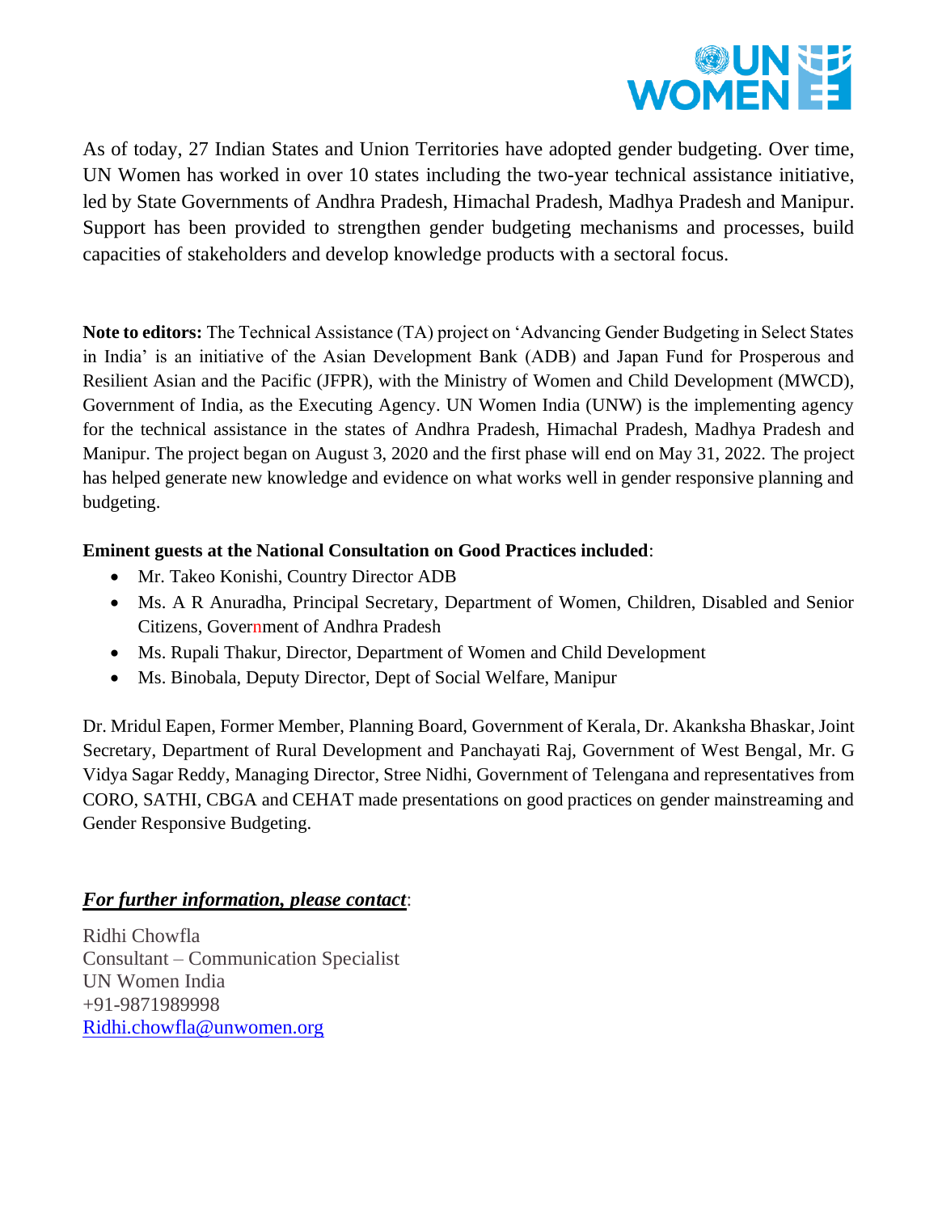As of today, 27 Indian States and Union Territories have adopted gender budgeting. Over time, UN Women has worked in over 10 states including the two-year technical assistance initiative, led by State Governments of Andhra Pradesh, Himachal Pradesh, Madhya Pradesh and Manipur. Support has been provided to strengthen gender budgeting mechanisms and processes, build capacities of stakeholders and develop knowledge products with a sectoral focus.

**Note to editors:** The Technical Assistance (TA) project on 'Advancing Gender Budgeting in Select States in India' is an initiative of the Asian Development Bank (ADB) and Japan Fund for Prosperous and Resilient Asian and the Pacific (JFPR), with the Ministry of Women and Child Development (MWCD), Government of India, as the Executing Agency. UN Women India (UNW) is the implementing agency for the technical assistance in the states of Andhra Pradesh, Himachal Pradesh, Madhya Pradesh and Manipur. The project began on August 3, 2020 and the first phase will end on May 31, 2022. The project has helped generate new knowledge and evidence on what works well in gender responsive planning and budgeting.

**Eminent guests at the National Consultation on Good Practices included**:

- Mr. Takeo Konishi, Country Director ADB
- Ms. A R Anuradha, Principal Secretary, Department of Women, Children, Disabled and Senior Citizens, Government of Andhra Pradesh
- Ms. Rupali Thakur, Director, Department of Women and Child Development
- Ms. Binobala, Deputy Director, Dept of Social Welfare, Manipur

Dr. Mridul Eapen, Former Member, Planning Board, Government of Kerala, Dr. Akanksha Bhaskar, Joint Secretary, Department of Rural Development and Panchayati Raj, Government of West Bengal, Mr. G Vidya Sagar Reddy, Managing Director, Stree Nidhi, Government of Telengana and representatives from CORO, SATHI, CBGA and CEHAT made presentations on good practices on gender mainstreaming and Gender Responsive Budgeting.

***For further information, please contact***:

Ridhi Chowfla
Consultant – Communication Specialist
UN Women India
+91-9871989998
Ridhi.chowfla@unwomen.org